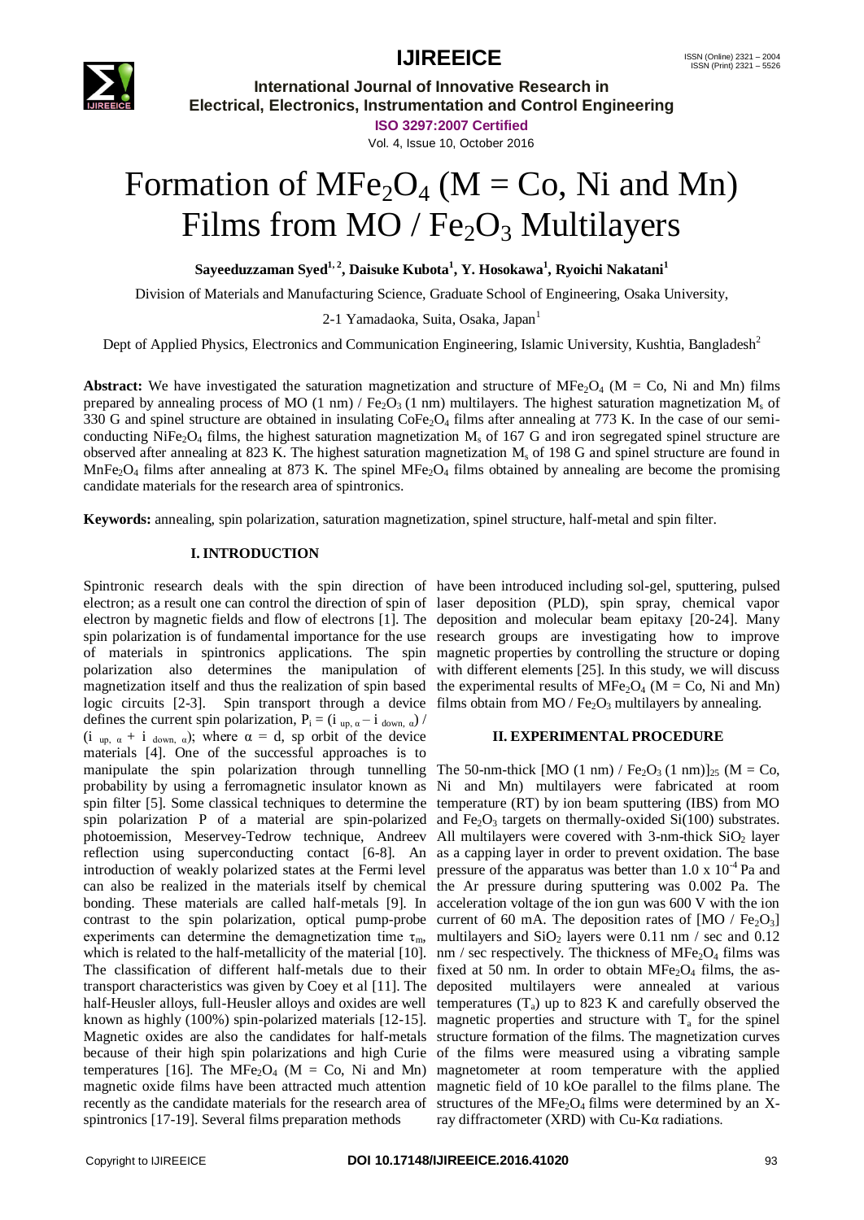# Formation of $MFe_2O_4$ (M = Co, Ni and Mn) Films from MO / $Fe_2O_3$ Multilayers

**Sayeeduzzaman Syed[1, 2], Daisuke Kubota[1], Y. Hosokawa[1], Ryoichi Nakatani[1]**

Division of Materials and Manufacturing Science, Graduate School of Engineering, Osaka University,

2-1 Yamadaoka, Suita, Osaka, Japan[1]

Dept of Applied Physics, Electronics and Communication Engineering, Islamic University, Kushtia, Bangladesh[2]

**Abstract:** We have investigated the saturation magnetization and structure of $MFe_2O_4$ (M = Co, Ni and Mn) films prepared by annealing process of MO (1 nm) / $Fe_2O_3$ (1 nm) multilayers. The highest saturation magnetization $M_s$ of 330 G and spinel structure are obtained in insulating $CoFe_2O_4$ films after annealing at 773 K. In the case of our semi-conducting $NiFe_2O_4$ films, the highest saturation magnetization $M_s$ of 167 G and iron segregated spinel structure are observed after annealing at 823 K. The highest saturation magnetization $M_s$ of 198 G and spinel structure are found in $MnFe_2O_4$ films after annealing at 873 K. The spinel $MFe_2O_4$ films obtained by annealing are become the promising candidate materials for the research area of spintronics.

**Keywords:** annealing, spin polarization, saturation magnetization, spinel structure, half-metal and spin filter.

## I. INTRODUCTION

Spintronic research deals with the spin direction of electron; as a result one can control the direction of spin of electron by magnetic fields and flow of electrons [1]. The spin polarization is of fundamental importance for the use of materials in spintronics applications. The spin polarization also determines the manipulation of magnetization itself and thus the realization of spin based logic circuits [2-3]. Spin transport through a device defines the current spin polarization, $P_i = (i_{up, \alpha} - i_{down, \alpha}) / (i_{up, \alpha} + i_{down, \alpha})$; where $\alpha$ = d, sp orbit of the device materials [4]. One of the successful approaches is to manipulate the spin polarization through tunnelling probability by using a ferromagnetic insulator known as spin filter [5]. Some classical techniques to determine the spin polarization P of a material are spin-polarized photoemission, Meservey-Tedrow technique, Andreev reflection using superconducting contact [6-8]. An introduction of weakly polarized states at the Fermi level can also be realized in the materials itself by chemical bonding. These materials are called half-metals [9]. In contrast to the spin polarization, optical pump-probe experiments can determine the demagnetization time $\tau_m$, which is related to the half-metallicity of the material [10]. The classification of different half-metals due to their transport characteristics was given by Coey et al [11]. The half-Heusler alloys, full-Heusler alloys and oxides are well known as highly (100%) spin-polarized materials [12-15]. Magnetic oxides are also the candidates for half-metals because of their high spin polarizations and high Curie temperatures [16]. The $MFe_2O_4$ (M = Co, Ni and Mn) magnetic oxide films have been attracted much attention recently as the candidate materials for the research area of spintronics [17-19]. Several films preparation methods have been introduced including sol-gel, sputtering, pulsed laser deposition (PLD), spin spray, chemical vapor deposition and molecular beam epitaxy [20-24]. Many research groups are investigating how to improve magnetic properties by controlling the structure or doping with different elements [25]. In this study, we will discuss the experimental results of $MFe_2O_4$ (M = Co, Ni and Mn) films obtain from MO / $Fe_2O_3$ multilayers by annealing.

## II. EXPERIMENTAL PROCEDURE

The 50-nm-thick $[MO\ (1\ nm) / Fe_2O_3\ (1\ nm)]_{25}$ (M = Co, Ni and Mn) multilayers were fabricated at room temperature (RT) by ion beam sputtering (IBS) from MO and $Fe_2O_3$ targets on thermally-oxided Si(100) substrates. All multilayers were covered with 3-nm-thick $SiO_2$ layer as a capping layer in order to prevent oxidation. The base pressure of the apparatus was better than $1.0 \times 10^{-4}$ Pa and the Ar pressure during sputtering was 0.002 Pa. The acceleration voltage of the ion gun was 600 V with the ion current of 60 mA. The deposition rates of [MO / $Fe_2O_3$] multilayers and $SiO_2$ layers were 0.11 nm / sec and 0.12 nm / sec respectively. The thickness of $MFe_2O_4$ films was fixed at 50 nm. In order to obtain $MFe_2O_4$ films, the as-deposited multilayers were annealed at various temperatures ($T_a$) up to 823 K and carefully observed the magnetic properties and structure with $T_a$ for the spinel structure formation of the films. The magnetization curves of the films were measured using a vibrating sample magnetometer at room temperature with the applied magnetic field of 10 kOe parallel to the films plane. The structures of the $MFe_2O_4$ films were determined by an X-ray diffractometer (XRD) with Cu-K$\alpha$ radiations.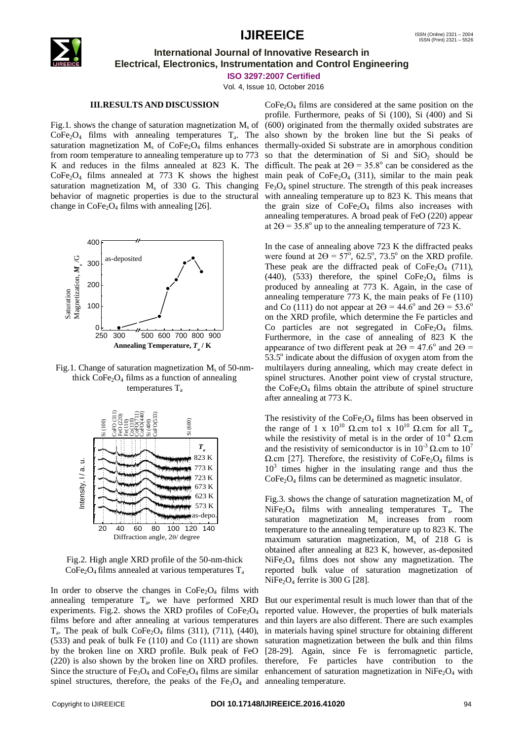### III. RESULTS AND DISCUSSION

Fig.1. shows the change of saturation magnetization $M_s$ of $CoFe_2O_4$ films with annealing temperatures $T_a$. The saturation magnetization $M_s$ of $CoFe_2O_4$ films enhances from room temperature to annealing temperature up to 773 K and reduces in the films annealed at 823 K. The $CoFe_2O_4$ films annealed at 773 K shows the highest saturation magnetization $M_s$ of 330 G. This changing behavior of magnetic properties is due to the structural change in $CoFe_2O_4$ films with annealing [26].

Fig.1. Change of saturation magnetization $M_s$ of 50-nm-thick $CoFe_2O_4$ films as a function of annealing temperatures $T_a$

Fig.2. High angle XRD profile of the 50-nm-thick $CoFe_2O_4$ films annealed at various temperatures $T_a$

In order to observe the changes in $CoFe_2O_4$ films with annealing temperature $T_a$, we have performed XRD experiments. Fig.2. shows the XRD profiles of $CoFe_2O_4$ films before and after annealing at various temperatures $T_a$. The peak of bulk $CoFe_2O_4$ films (311), (711), (440), (533) and peak of bulk Fe (110) and Co (111) are shown by the broken line on XRD profile. Bulk peak of FeO (220) is also shown by the broken line on XRD profiles. Since the structure of $Fe_3O_4$ and $CoFe_2O_4$ films are similar spinel structures, therefore, the peaks of the $Fe_3O_4$ and $CoFe_2O_4$ films are considered at the same position on the profile. Furthermore, peaks of Si (100), Si (400) and Si (600) originated from the thermally oxided substrates are also shown by the broken line but the Si peaks of thermally-oxided Si substrate are in amorphous condition so that the determination of Si and $SiO_2$ should be difficult. The peak at $2\Theta = 35.8^o$ can be considered as the main peak of $CoFe_2O_4$ (311), similar to the main peak $Fe_3O_4$ spinel structure. The strength of this peak increases with annealing temperature up to 823 K. This means that the grain size of $CoFe_2O_4$ films also increases with annealing temperatures. A broad peak of FeO (220) appear at $2\Theta = 35.8^o$ up to the annealing temperature of 723 K.

In the case of annealing above 723 K the diffracted peaks were found at $2\Theta = 57^o$, $62.5^o$, $73.5^o$ on the XRD profile. These peak are the diffracted peak of $CoFe_2O_4$ (711), (440), (533) therefore, the spinel $CoFe_2O_4$ films is produced by annealing at 773 K. Again, in the case of annealing temperature 773 K, the main peaks of Fe (110) and Co (111) do not appear at $2\Theta = 44.6^o$ and $2\Theta = 53.6^o$ on the XRD profile, which determine the Fe particles and Co particles are not segregated in $CoFe_2O_4$ films. Furthermore, in the case of annealing of 823 K the appearance of two different peak at $2\Theta = 47.6^o$ and $2\Theta = 53.5^o$ indicate about the diffusion of oxygen atom from the multilayers during annealing, which may create defect in spinel structures. Another point view of crystal structure, the $CoFe_2O_4$ films obtain the attribute of spinel structure after annealing at 773 K.

The resistivity of the $CoFe_2O_4$ films has been observed in the range of 1 x $10^{10}$ Ω.cm to1 x $10^{10}$ Ω.cm for all $T_a$, while the resistivity of metal is in the order of $10^{-4}$ Ω.cm and the resistivity of semiconductor is in $10^{-3}$ Ω.cm to $10^7$ Ω.cm [27]. Therefore, the resistivity of $CoFe_2O_4$ films is $10^3$ times higher in the insulating range and thus the $CoFe_2O_4$ films can be determined as magnetic insulator.

Fig.3. shows the change of saturation magnetization $M_s$ of $NiFe_2O_4$ films with annealing temperatures $T_a$. The saturation magnetization $M_s$ increases from room temperature to the annealing temperature up to 823 K. The maximum saturation magnetization, $M_s$ of 218 G is obtained after annealing at 823 K, however, as-deposited $NiFe_2O_4$ films does not show any magnetization. The reported bulk value of saturation magnetization of $NiFe_2O_4$ ferrite is 300 G [28].

But our experimental result is much lower than that of the reported value. However, the properties of bulk materials and thin layers are also different. There are such examples in materials having spinel structure for obtaining different saturation magnetization between the bulk and thin films [28-29]. Again, since Fe is ferromagnetic particle, therefore, Fe particles have contribution to the enhancement of saturation magnetization in $NiFe_2O_4$ with annealing temperature.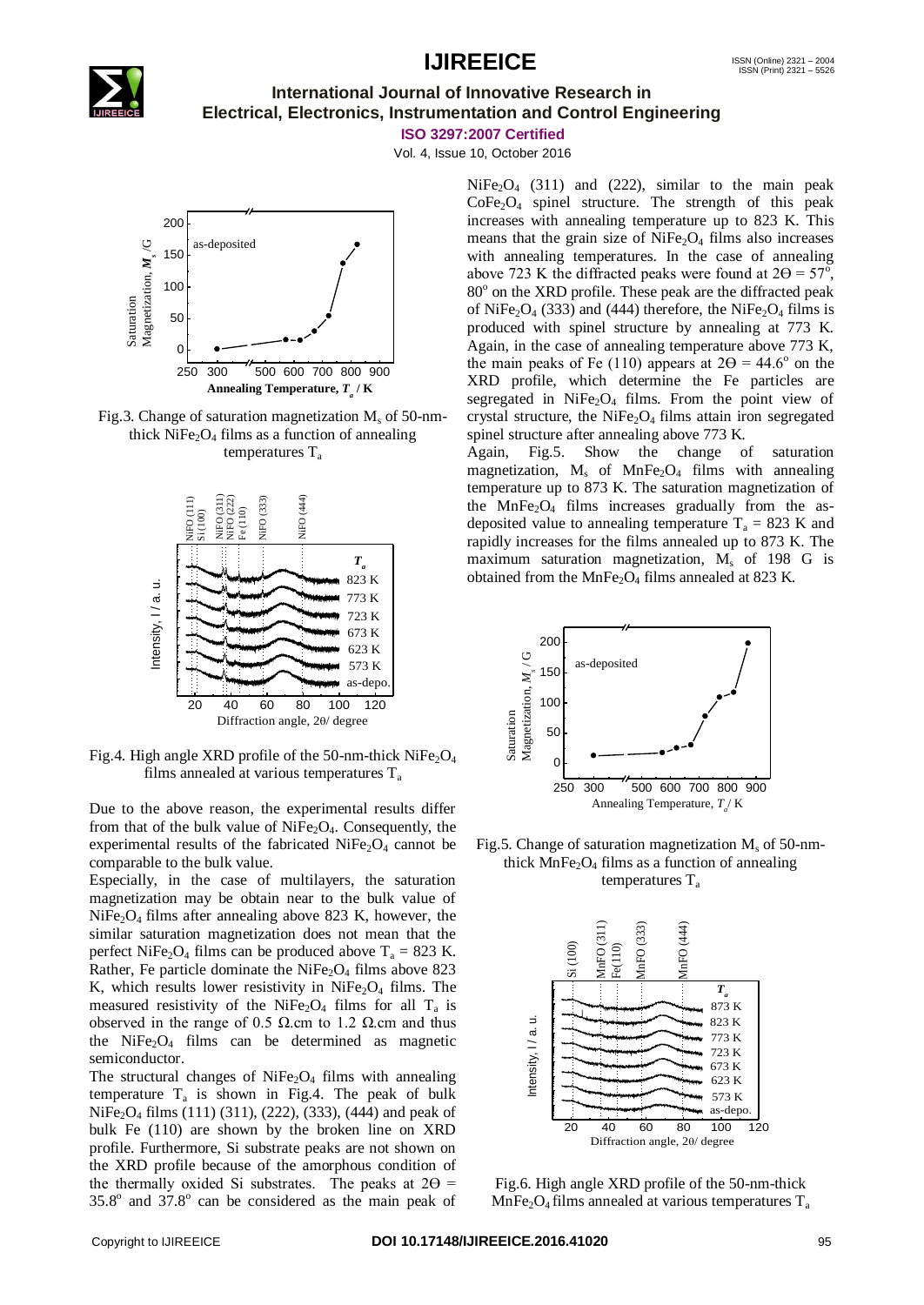Fig.3. Change of saturation magnetization $M_s$ of 50-nm-thick $NiFe_2O_4$ films as a function of annealing temperatures $T_a$

Fig.4. High angle XRD profile of the 50-nm-thick $NiFe_2O_4$ films annealed at various temperatures $T_a$

Due to the above reason, the experimental results differ from that of the bulk value of $NiFe_2O_4$. Consequently, the experimental results of the fabricated $NiFe_2O_4$ cannot be comparable to the bulk value.

Especially, in the case of multilayers, the saturation magnetization may be obtain near to the bulk value of $NiFe_2O_4$ films after annealing above 823 K, however, the similar saturation magnetization does not mean that the perfect $NiFe_2O_4$ films can be produced above $T_a$ = 823 K. Rather, Fe particle dominate the $NiFe_2O_4$ films above 823 K, which results lower resistivity in $NiFe_2O_4$ films. The measured resistivity of the $NiFe_2O_4$ films for all $T_a$ is observed in the range of 0.5 Ω.cm to 1.2 Ω.cm and thus the $NiFe_2O_4$ films can be determined as magnetic semiconductor.

The structural changes of $NiFe_2O_4$ films with annealing temperature $T_a$ is shown in Fig.4. The peak of bulk $NiFe_2O_4$ films (111) (311), (222), (333), (444) and peak of bulk Fe (110) are shown by the broken line on XRD profile. Furthermore, Si substrate peaks are not shown on the XRD profile because of the amorphous condition of the thermally oxided Si substrates. The peaks at $2\Theta$ = 35.8° and 37.8° can be considered as the main peak of $NiFe_2O_4$ (311) and (222), similar to the main peak $CoFe_2O_4$ spinel structure. The strength of this peak increases with annealing temperature up to 823 K. This means that the grain size of $NiFe_2O_4$ films also increases with annealing temperatures. In the case of annealing above 723 K the diffracted peaks were found at $2\Theta$ = 57°, 80° on the XRD profile. These peak are the diffracted peak of $NiFe_2O_4$ (333) and (444) therefore, the $NiFe_2O_4$ films is produced with spinel structure by annealing at 773 K. Again, in the case of annealing temperature above 773 K, the main peaks of Fe (110) appears at $2\Theta$ = 44.6° on the XRD profile, which determine the Fe particles are segregated in $NiFe_2O_4$ films. From the point view of crystal structure, the $NiFe_2O_4$ films attain iron segregated spinel structure after annealing above 773 K.

Again, Fig.5. Show the change of saturation magnetization, $M_s$ of $MnFe_2O_4$ films with annealing temperature up to 873 K. The saturation magnetization of the $MnFe_2O_4$ films increases gradually from the as-deposited value to annealing temperature $T_a$ = 823 K and rapidly increases for the films annealed up to 873 K. The maximum saturation magnetization, $M_s$ of 198 G is obtained from the $MnFe_2O_4$ films annealed at 823 K.

Fig.5. Change of saturation magnetization $M_s$ of 50-nm-thick $MnFe_2O_4$ films as a function of annealing temperatures $T_a$

Fig.6. High angle XRD profile of the 50-nm-thick $MnFe_2O_4$ films annealed at various temperatures $T_a$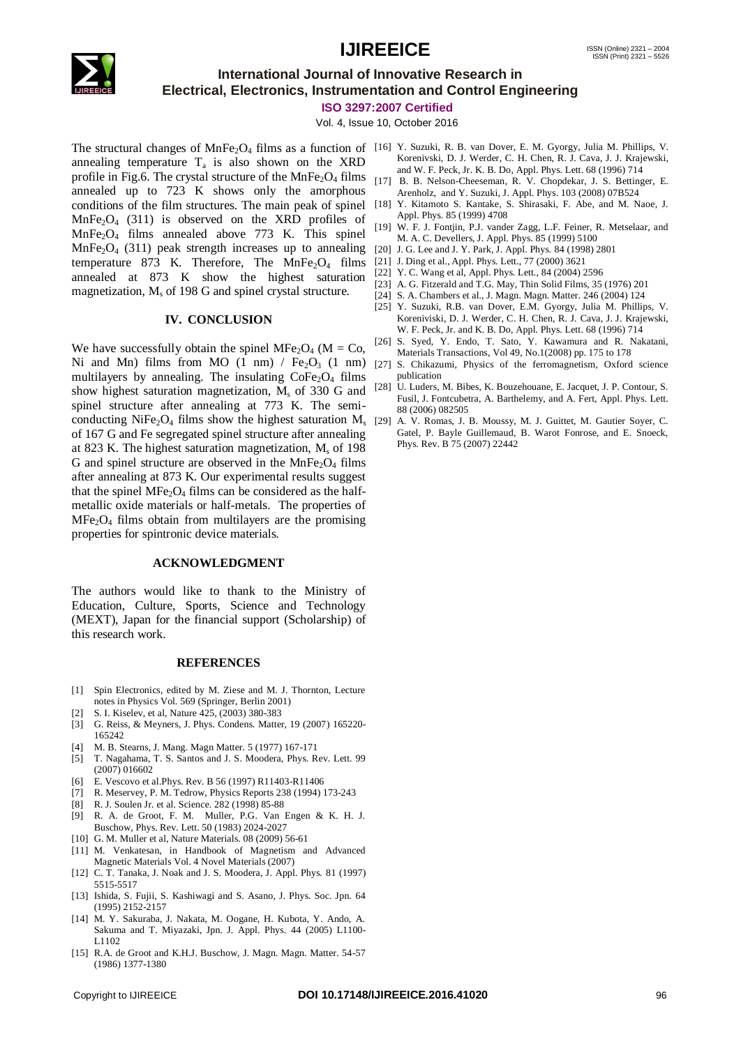The structural changes of $MnFe_2O_4$ films as a function of annealing temperature $T_a$ is also shown on the XRD profile in Fig.6. The crystal structure of the $MnFe_2O_4$ films annealed up to 723 K shows only the amorphous conditions of the film structures. The main peak of spinel $MnFe_2O_4$ (311) is observed on the XRD profiles of $MnFe_2O_4$ films annealed above 773 K. This spinel $MnFe_2O_4$ (311) peak strength increases up to annealing temperature 873 K. Therefore, The $MnFe_2O_4$ films annealed at 873 K show the highest saturation magnetization, $M_s$ of 198 G and spinel crystal structure.

## IV. CONCLUSION

We have successfully obtain the spinel $MFe_2O_4$ (M = Co, Ni and Mn) films from MO (1 nm) / $Fe_2O_3$ (1 nm) multilayers by annealing. The insulating $CoFe_2O_4$ films show highest saturation magnetization, $M_s$ of 330 G and spinel structure after annealing at 773 K. The semi-conducting $NiFe_2O_4$ films show the highest saturation $M_s$ of 167 G and Fe segregated spinel structure after annealing at 823 K. The highest saturation magnetization, $M_s$ of 198 G and spinel structure are observed in the $MnFe_2O_4$ films after annealing at 873 K. Our experimental results suggest that the spinel $MFe_2O_4$ films can be considered as the half-metallic oxide materials or half-metals. The properties of $MFe_2O_4$ films obtain from multilayers are the promising properties for spintronic device materials.

## ACKNOWLEDGMENT

The authors would like to thank to the Ministry of Education, Culture, Sports, Science and Technology (MEXT), Japan for the financial support (Scholarship) of this research work.

## REFERENCES

[1] Spin Electronics, edited by M. Ziese and M. J. Thornton, Lecture notes in Physics Vol. 569 (Springer, Berlin 2001)
[2] S. I. Kiselev, et al, Nature 425, (2003) 380-383
[3] G. Reiss, & Meyners, J. Phys. Condens. Matter, 19 (2007) 165220-165242
[4] M. B. Stearns, J. Mang. Magn Matter. 5 (1977) 167-171
[5] T. Nagahama, T. S. Santos and J. S. Moodera, Phys. Rev. Lett. 99 (2007) 016602
[6] E. Vescovo et al.Phys. Rev. B 56 (1997) R11403-R11406
[7] R. Meservey, P. M. Tedrow, Physics Reports 238 (1994) 173-243
[8] R. J. Soulen Jr. et al. Science. 282 (1998) 85-88
[9] R. A. de Groot, F. M. Muller, P.G. Van Engen & K. H. J. Buschow, Phys. Rev. Lett. 50 (1983) 2024-2027
[10] G. M. Muller et al, Nature Materials. 08 (2009) 56-61
[11] M. Venkatesan, in Handbook of Magnetism and Advanced Magnetic Materials Vol. 4 Novel Materials (2007)
[12] C. T. Tanaka, J. Noak and J. S. Moodera, J. Appl. Phys. 81 (1997) 5515-5517
[13] Ishida, S. Fujii, S. Kashiwagi and S. Asano, J. Phys. Soc. Jpn. 64 (1995) 2152-2157
[14] M. Y. Sakuraba, J. Nakata, M. Oogane, H. Kubota, Y. Ando, A. Sakuma and T. Miyazaki, Jpn. J. Appl. Phys. 44 (2005) L1100-L1102
[15] R.A. de Groot and K.H.J. Buschow, J. Magn. Magn. Matter. 54-57 (1986) 1377-1380
[16] Y. Suzuki, R. B. van Dover, E. M. Gyorgy, Julia M. Phillips, V. Korenivski, D. J. Werder, C. H. Chen, R. J. Cava, J. J. Krajewski, and W. F. Peck, Jr. K. B. Do, Appl. Phys. Lett. 68 (1996) 714
[17] B. B. Nelson-Cheeseman, R. V. Chopdekar, J. S. Bettinger, E. Arenholz, and Y. Suzuki, J. Appl. Phys. 103 (2008) 07B524
[18] Y. Kitamoto S. Kantake, S. Shirasaki, F. Abe, and M. Naoe, J. Appl. Phys. 85 (1999) 4708
[19] W. F. J. Fontjin, P.J. vander Zagg, L.F. Feiner, R. Metselaar, and M. A. C. Devellers, J. Appl. Phys. 85 (1999) 5100
[20] J. G. Lee and J. Y. Park, J. Appl. Phys. 84 (1998) 2801
[21] J. Ding et al., Appl. Phys. Lett., 77 (2000) 3621
[22] Y. C. Wang et al, Appl. Phys. Lett., 84 (2004) 2596
[23] A. G. Fitzerald and T.G. May, Thin Solid Films, 35 (1976) 201
[24] S. A. Chambers et al., J. Magn. Magn. Matter. 246 (2004) 124
[25] Y. Suzuki, R.B. van Dover, E.M. Gyorgy, Julia M. Phillips, V. Koreniviski, D. J. Werder, C. H. Chen, R. J. Cava, J. J. Krajewski, W. F. Peck, Jr. and K. B. Do, Appl. Phys. Lett. 68 (1996) 714
[26] S. Syed, Y. Endo, T. Sato, Y. Kawamura and R. Nakatani, Materials Transactions, Vol 49, No.1(2008) pp. 175 to 178
[27] S. Chikazumi, Physics of the ferromagnetism, Oxford science publication
[28] U. Luders, M. Bibes, K. Bouzehouane, E. Jacquet, J. P. Contour, S. Fusil, J. Fontcubetra, A. Barthelemy, and A. Fert, Appl. Phys. Lett. 88 (2006) 082505
[29] A. V. Romas, J. B. Moussy, M. J. Guittet, M. Gautier Soyer, C. Gatel, P. Bayle Guillemaud, B. Warot Fonrose, and E. Snoeck, Phys. Rev. B 75 (2007) 22442